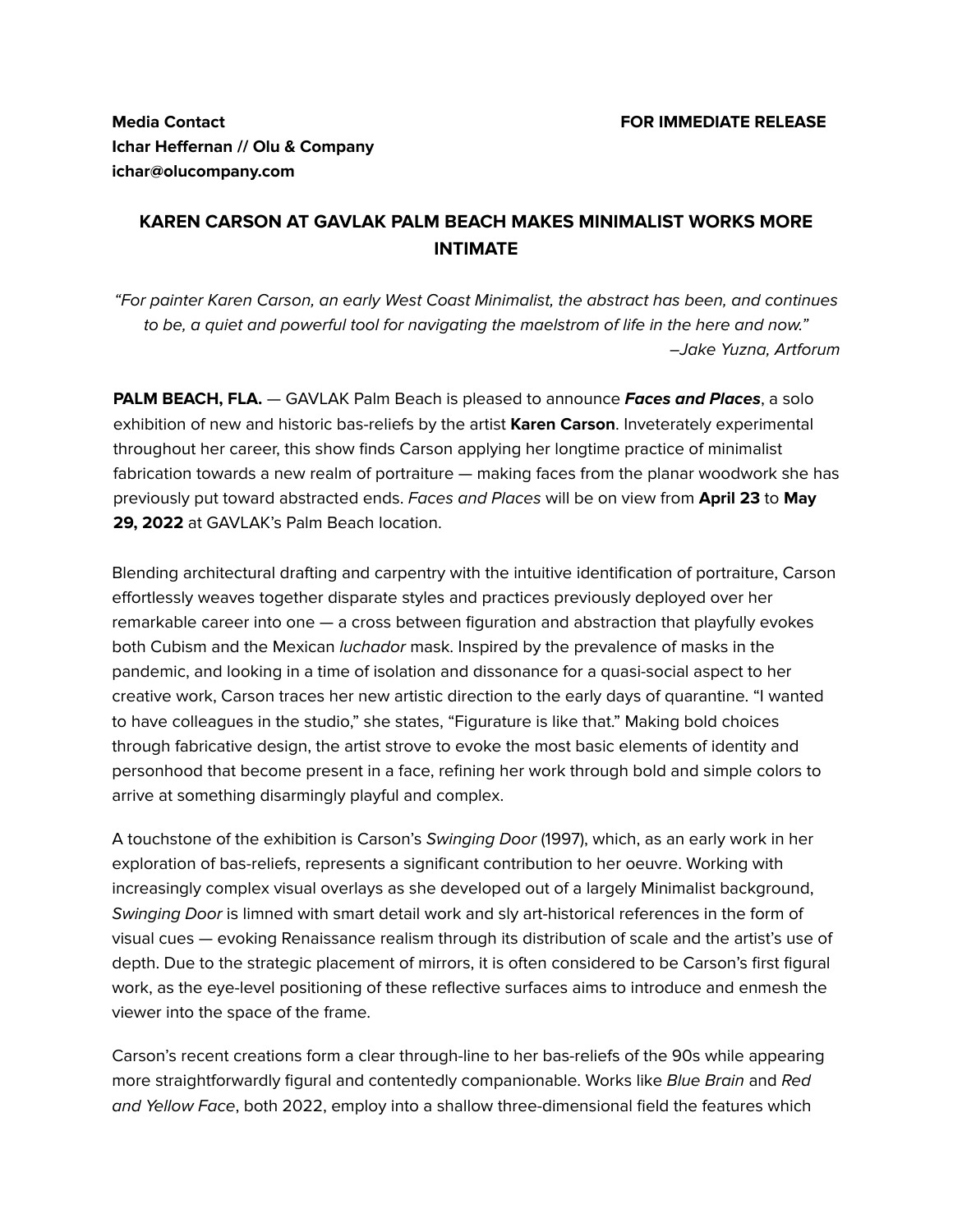**Media Contact**
**Ichar Heffernan // Olu & Company**
**ichar@olucompany.com**

**FOR IMMEDIATE RELEASE**

# KAREN CARSON AT GAVLAK PALM BEACH MAKES MINIMALIST WORKS MORE INTIMATE

*"For painter Karen Carson, an early West Coast Minimalist, the abstract has been, and continues to be, a quiet and powerful tool for navigating the maelstrom of life in the here and now."*
*–Jake Yuzna, Artforum*

**PALM BEACH, FLA.** — GAVLAK Palm Beach is pleased to announce ***Faces and Places***, a solo exhibition of new and historic bas-reliefs by the artist **Karen Carson**. Inveterately experimental throughout her career, this show finds Carson applying her longtime practice of minimalist fabrication towards a new realm of portraiture — making faces from the planar woodwork she has previously put toward abstracted ends. *Faces and Places* will be on view from **April 23** to **May 29, 2022** at GAVLAK's Palm Beach location.

Blending architectural drafting and carpentry with the intuitive identification of portraiture, Carson effortlessly weaves together disparate styles and practices previously deployed over her remarkable career into one — a cross between figuration and abstraction that playfully evokes both Cubism and the Mexican *luchador* mask. Inspired by the prevalence of masks in the pandemic, and looking in a time of isolation and dissonance for a quasi-social aspect to her creative work, Carson traces her new artistic direction to the early days of quarantine. "I wanted to have colleagues in the studio," she states, "Figurature is like that." Making bold choices through fabricative design, the artist strove to evoke the most basic elements of identity and personhood that become present in a face, refining her work through bold and simple colors to arrive at something disarmingly playful and complex.

A touchstone of the exhibition is Carson's *Swinging Door* (1997), which, as an early work in her exploration of bas-reliefs, represents a significant contribution to her oeuvre. Working with increasingly complex visual overlays as she developed out of a largely Minimalist background, *Swinging Door* is limned with smart detail work and sly art-historical references in the form of visual cues — evoking Renaissance realism through its distribution of scale and the artist's use of depth. Due to the strategic placement of mirrors, it is often considered to be Carson's first figural work, as the eye-level positioning of these reflective surfaces aims to introduce and enmesh the viewer into the space of the frame.

Carson's recent creations form a clear through-line to her bas-reliefs of the 90s while appearing more straightforwardly figural and contentedly companionable. Works like *Blue Brain* and *Red and Yellow Face*, both 2022, employ into a shallow three-dimensional field the features which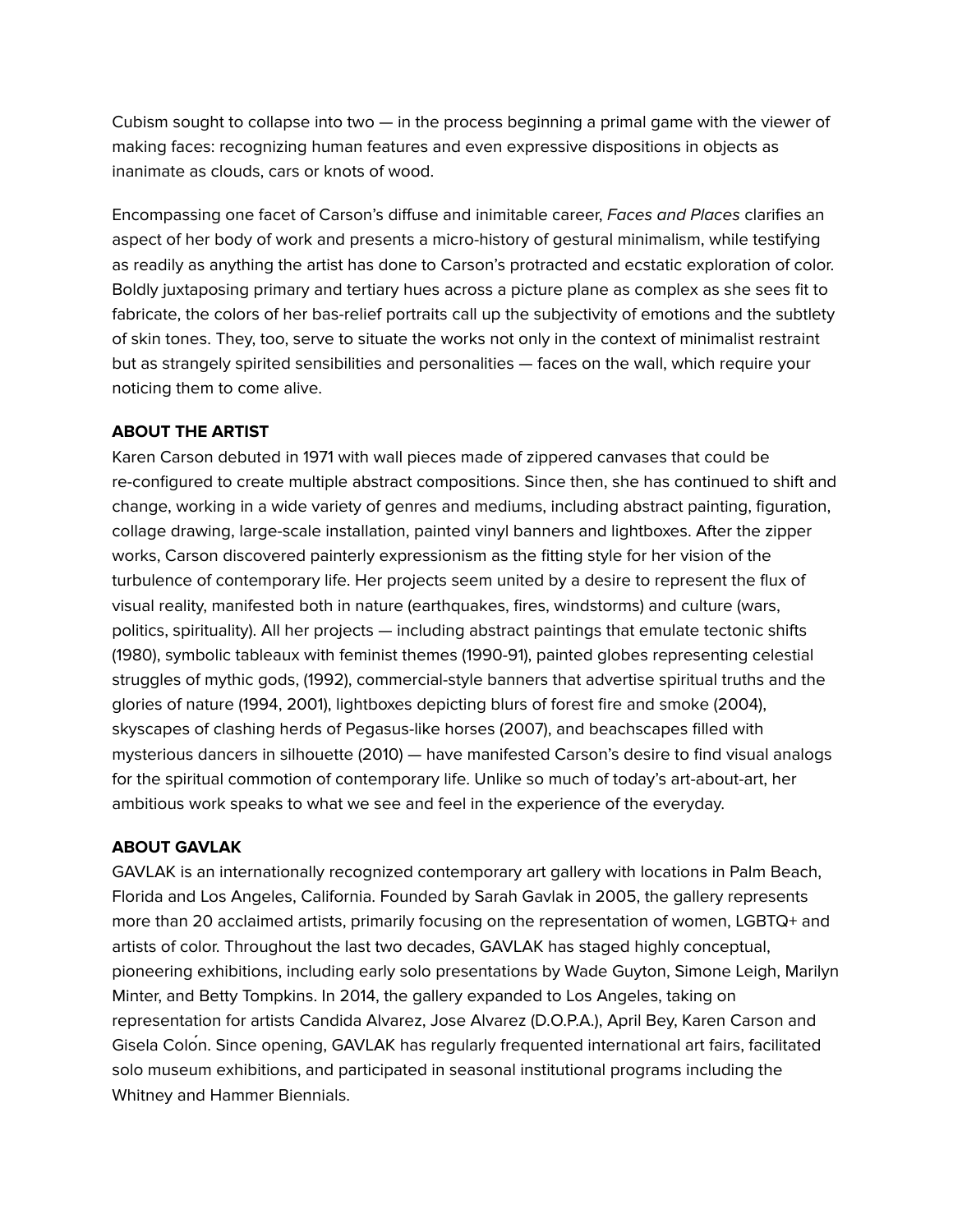Cubism sought to collapse into two — in the process beginning a primal game with the viewer of making faces: recognizing human features and even expressive dispositions in objects as inanimate as clouds, cars or knots of wood.

Encompassing one facet of Carson's diffuse and inimitable career, *Faces and Places* clarifies an aspect of her body of work and presents a micro-history of gestural minimalism, while testifying as readily as anything the artist has done to Carson's protracted and ecstatic exploration of color. Boldly juxtaposing primary and tertiary hues across a picture plane as complex as she sees fit to fabricate, the colors of her bas-relief portraits call up the subjectivity of emotions and the subtlety of skin tones. They, too, serve to situate the works not only in the context of minimalist restraint but as strangely spirited sensibilities and personalities — faces on the wall, which require your noticing them to come alive.

**ABOUT THE ARTIST**

Karen Carson debuted in 1971 with wall pieces made of zippered canvases that could be re-configured to create multiple abstract compositions. Since then, she has continued to shift and change, working in a wide variety of genres and mediums, including abstract painting, figuration, collage drawing, large-scale installation, painted vinyl banners and lightboxes. After the zipper works, Carson discovered painterly expressionism as the fitting style for her vision of the turbulence of contemporary life. Her projects seem united by a desire to represent the flux of visual reality, manifested both in nature (earthquakes, fires, windstorms) and culture (wars, politics, spirituality). All her projects — including abstract paintings that emulate tectonic shifts (1980), symbolic tableaux with feminist themes (1990-91), painted globes representing celestial struggles of mythic gods, (1992), commercial-style banners that advertise spiritual truths and the glories of nature (1994, 2001), lightboxes depicting blurs of forest fire and smoke (2004), skyscapes of clashing herds of Pegasus-like horses (2007), and beachscapes filled with mysterious dancers in silhouette (2010) — have manifested Carson's desire to find visual analogs for the spiritual commotion of contemporary life. Unlike so much of today's art-about-art, her ambitious work speaks to what we see and feel in the experience of the everyday.

**ABOUT GAVLAK**

GAVLAK is an internationally recognized contemporary art gallery with locations in Palm Beach, Florida and Los Angeles, California. Founded by Sarah Gavlak in 2005, the gallery represents more than 20 acclaimed artists, primarily focusing on the representation of women, LGBTQ+ and artists of color. Throughout the last two decades, GAVLAK has staged highly conceptual, pioneering exhibitions, including early solo presentations by Wade Guyton, Simone Leigh, Marilyn Minter, and Betty Tompkins. In 2014, the gallery expanded to Los Angeles, taking on representation for artists Candida Alvarez, Jose Alvarez (D.O.P.A.), April Bey, Karen Carson and Gisela Colón. Since opening, GAVLAK has regularly frequented international art fairs, facilitated solo museum exhibitions, and participated in seasonal institutional programs including the Whitney and Hammer Biennials.